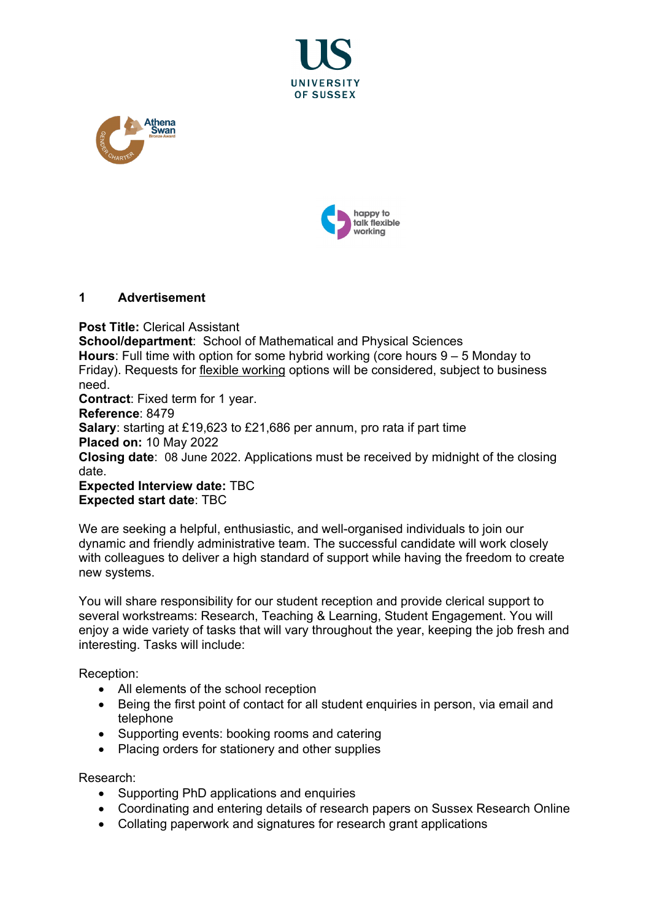## 1 Advertisement

**Post Title:** Clerical Assistant
**School/department**: School of Mathematical and Physical Sciences
**Hours**: Full time with option for some hybrid working (core hours 9 – 5 Monday to Friday). Requests for flexible working options will be considered, subject to business need.
**Contract**: Fixed term for 1 year.
**Reference**: 8479
**Salary**: starting at £19,623 to £21,686 per annum, pro rata if part time
**Placed on:** 10 May 2022
**Closing date**: 08 June 2022. Applications must be received by midnight of the closing date.
**Expected Interview date:** TBC
**Expected start date**: TBC

We are seeking a helpful, enthusiastic, and well-organised individuals to join our dynamic and friendly administrative team. The successful candidate will work closely with colleagues to deliver a high standard of support while having the freedom to create new systems.

You will share responsibility for our student reception and provide clerical support to several workstreams: Research, Teaching & Learning, Student Engagement. You will enjoy a wide variety of tasks that will vary throughout the year, keeping the job fresh and interesting. Tasks will include:

Reception:

- All elements of the school reception
- Being the first point of contact for all student enquiries in person, via email and telephone
- Supporting events: booking rooms and catering
- Placing orders for stationery and other supplies

Research:

- Supporting PhD applications and enquiries
- Coordinating and entering details of research papers on Sussex Research Online
- Collating paperwork and signatures for research grant applications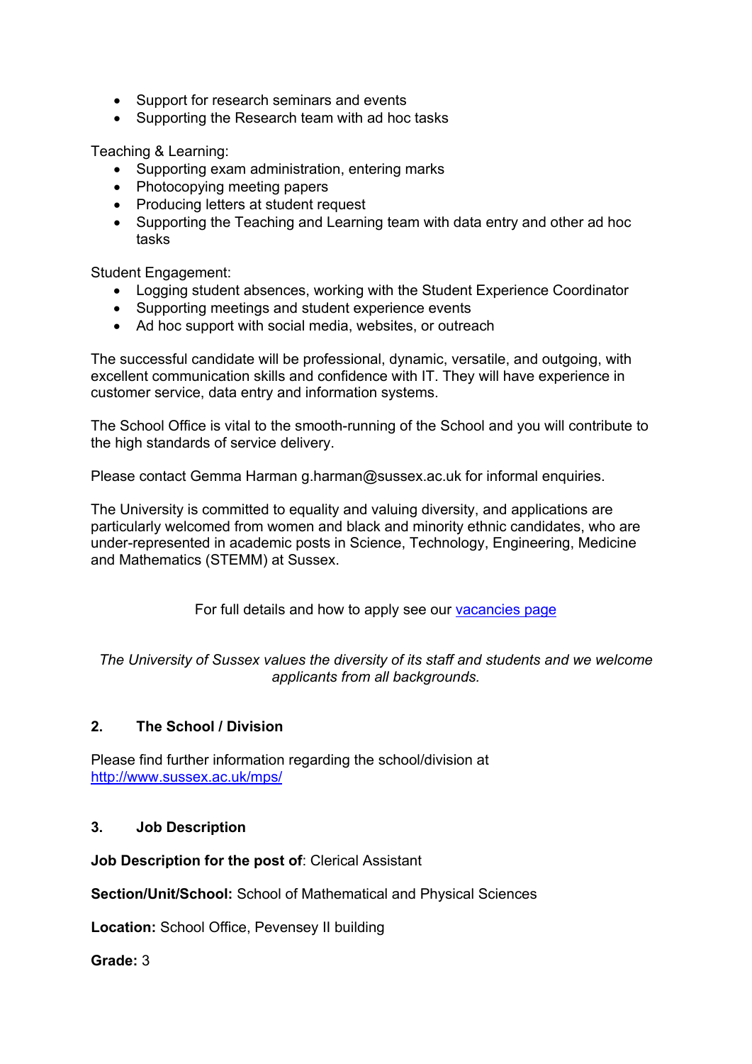- Support for research seminars and events
- Supporting the Research team with ad hoc tasks

Teaching & Learning:

- Supporting exam administration, entering marks
- Photocopying meeting papers
- Producing letters at student request
- Supporting the Teaching and Learning team with data entry and other ad hoc tasks

Student Engagement:

- Logging student absences, working with the Student Experience Coordinator
- Supporting meetings and student experience events
- Ad hoc support with social media, websites, or outreach

The successful candidate will be professional, dynamic, versatile, and outgoing, with excellent communication skills and confidence with IT. They will have experience in customer service, data entry and information systems.

The School Office is vital to the smooth-running of the School and you will contribute to the high standards of service delivery.

Please contact Gemma Harman g.harman@sussex.ac.uk for informal enquiries.

The University is committed to equality and valuing diversity, and applications are particularly welcomed from women and black and minority ethnic candidates, who are under-represented in academic posts in Science, Technology, Engineering, Medicine and Mathematics (STEMM) at Sussex.

For full details and how to apply see our [vacancies page]

*The University of Sussex values the diversity of its staff and students and we welcome applicants from all backgrounds.*

## 2. The School / Division

Please find further information regarding the school/division at http://www.sussex.ac.uk/mps/

## 3. Job Description

**Job Description for the post of**: Clerical Assistant

**Section/Unit/School:** School of Mathematical and Physical Sciences

**Location:** School Office, Pevensey II building

**Grade:** 3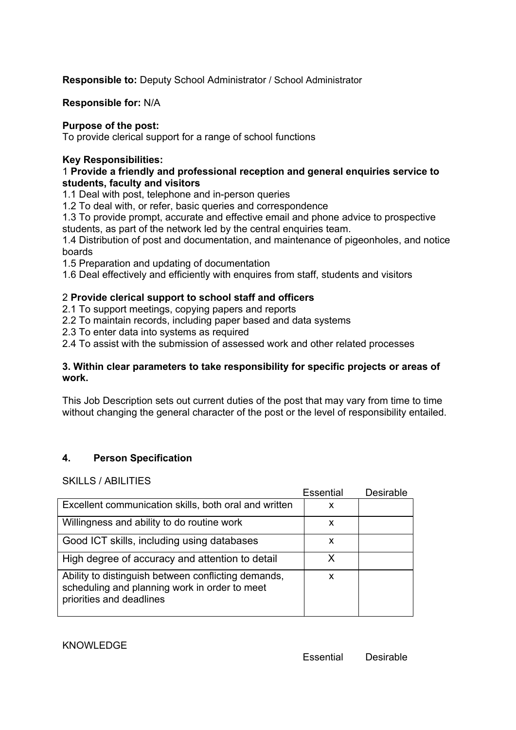**Responsible to:** Deputy School Administrator / School Administrator

**Responsible for:** N/A

**Purpose of the post:**
To provide clerical support for a range of school functions

**Key Responsibilities:**

1 **Provide a friendly and professional reception and general enquiries service to students, faculty and visitors**

1.1 Deal with post, telephone and in-person queries
1.2 To deal with, or refer, basic queries and correspondence
1.3 To provide prompt, accurate and effective email and phone advice to prospective students, as part of the network led by the central enquiries team.
1.4 Distribution of post and documentation, and maintenance of pigeonholes, and notice boards
1.5 Preparation and updating of documentation
1.6 Deal effectively and efficiently with enquires from staff, students and visitors

2 **Provide clerical support to school staff and officers**

2.1 To support meetings, copying papers and reports
2.2 To maintain records, including paper based and data systems
2.3 To enter data into systems as required
2.4 To assist with the submission of assessed work and other related processes

**3. Within clear parameters to take responsibility for specific projects or areas of work.**

This Job Description sets out current duties of the post that may vary from time to time without changing the general character of the post or the level of responsibility entailed.

## 4. Person Specification

SKILLS / ABILITIES

| | Essential | Desirable |
|---|---|---|
| Excellent communication skills, both oral and written | x | |
| Willingness and ability to do routine work | x | |
| Good ICT skills, including using databases | x | |
| High degree of accuracy and attention to detail | X | |
| Ability to distinguish between conflicting demands, scheduling and planning work in order to meet priorities and deadlines | x | |

KNOWLEDGE

| | Essential | Desirable |
|---|---|---|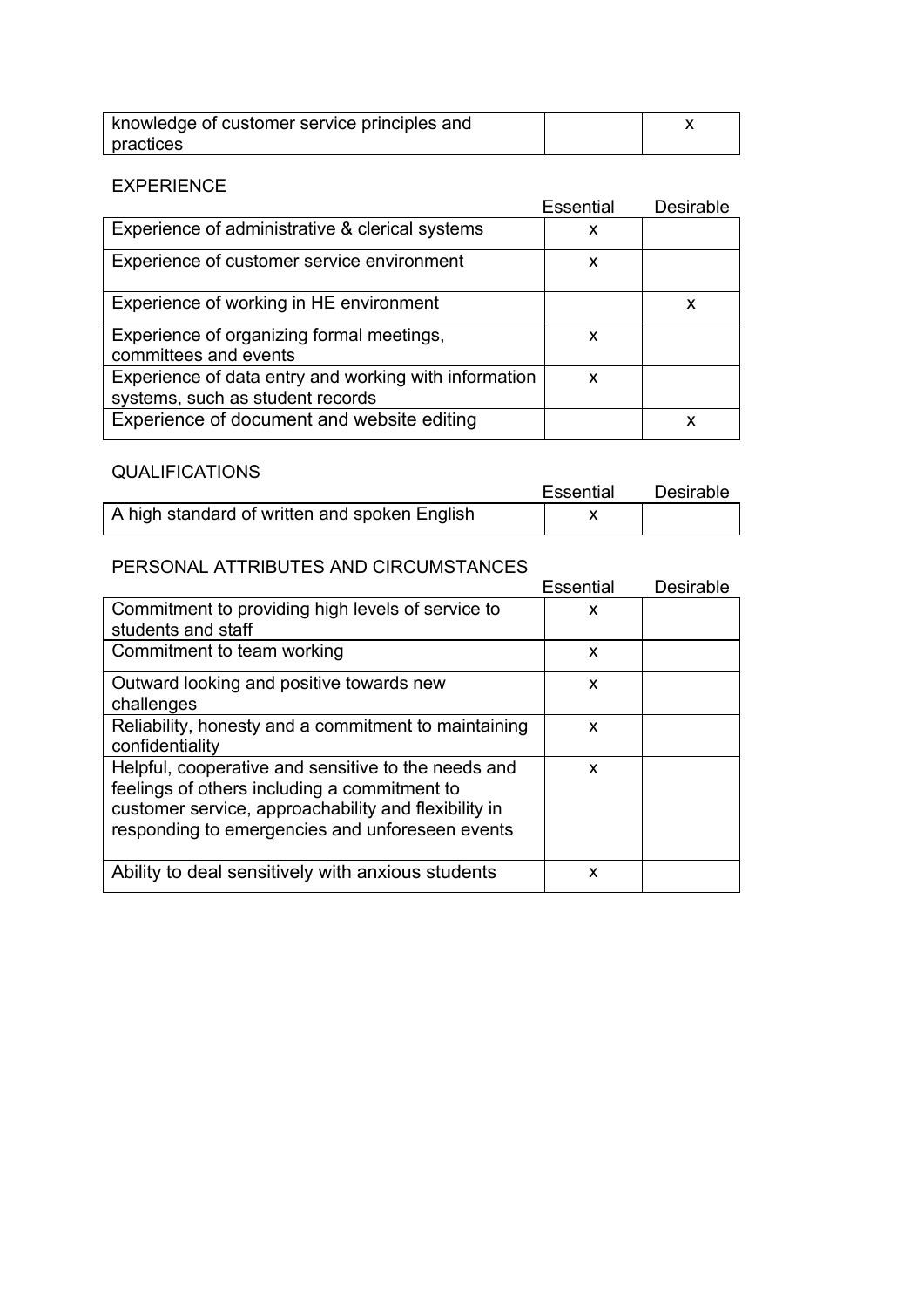| | | |
|---|---|---|
| knowledge of customer service principles and practices | | x |

EXPERIENCE

| | Essential | Desirable |
|---|---|---|
| Experience of administrative & clerical systems | x | |
| Experience of customer service environment | x | |
| Experience of working in HE environment | | x |
| Experience of organizing formal meetings, committees and events | x | |
| Experience of data entry and working with information systems, such as student records | x | |
| Experience of document and website editing | | x |

QUALIFICATIONS

| | Essential | Desirable |
|---|---|---|
| A high standard of written and spoken English | x | |

PERSONAL ATTRIBUTES AND CIRCUMSTANCES

| | Essential | Desirable |
|---|---|---|
| Commitment to providing high levels of service to students and staff | x | |
| Commitment to team working | x | |
| Outward looking and positive towards new challenges | x | |
| Reliability, honesty and a commitment to maintaining confidentiality | x | |
| Helpful, cooperative and sensitive to the needs and feelings of others including a commitment to customer service, approachability and flexibility in responding to emergencies and unforeseen events | x | |
| Ability to deal sensitively with anxious students | x | |